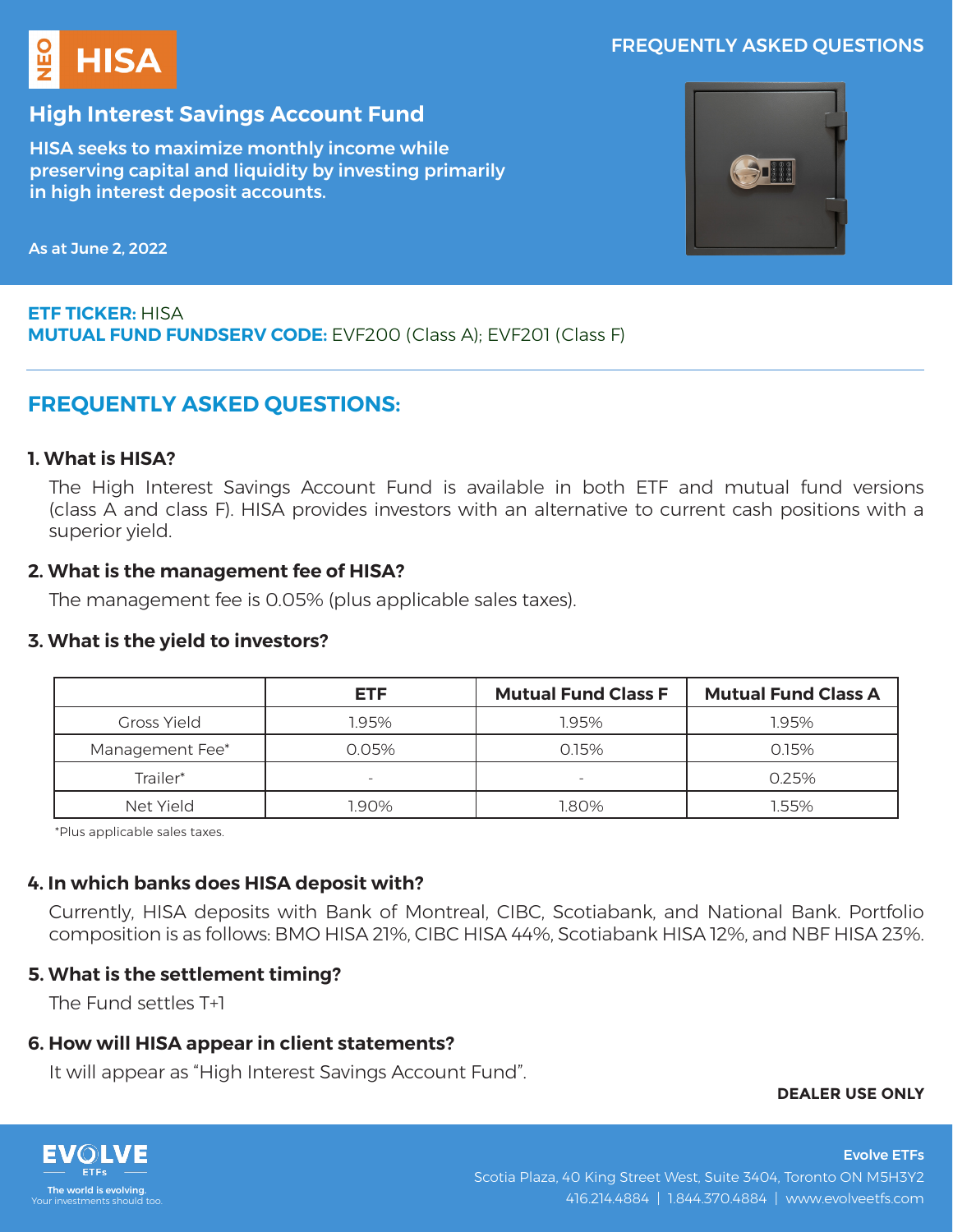NEO HISA

FREQUENTLY ASKED QUESTIONS

# High Interest Savings Account Fund

**HISA seeks to maximize monthly income while preserving capital and liquidity by investing primarily in high interest deposit accounts.**

As at June 2, 2022

**ETF TICKER:** HISA
**MUTUAL FUND FUNDSERV CODE:** EVF200 (Class A); EVF201 (Class F)

## FREQUENTLY ASKED QUESTIONS:

### 1. What is HISA?

The High Interest Savings Account Fund is available in both ETF and mutual fund versions (class A and class F). HISA provides investors with an alternative to current cash positions with a superior yield.

### 2. What is the management fee of HISA?

The management fee is 0.05% (plus applicable sales taxes).

### 3. What is the yield to investors?

| | ETF | Mutual Fund Class F | Mutual Fund Class A |
|---|---|---|---|
| Gross Yield | 1.95% | 1.95% | 1.95% |
| Management Fee* | 0.05% | 0.15% | 0.15% |
| Trailer* | - | - | 0.25% |
| Net Yield | 1.90% | 1.80% | 1.55% |

*Plus applicable sales taxes.

### 4. In which banks does HISA deposit with?

Currently, HISA deposits with Bank of Montreal, CIBC, Scotiabank, and National Bank. Portfolio composition is as follows: BMO HISA 21%, CIBC HISA 44%, Scotiabank HISA 12%, and NBF HISA 23%.

### 5. What is the settlement timing?

The Fund settles T+1

### 6. How will HISA appear in client statements?

It will appear as "High Interest Savings Account Fund".

**DEALER USE ONLY**

EVOLVE ETFs
The world is evolving.
Your investments should too.

**Evolve ETFs**
Scotia Plaza, 40 King Street West, Suite 3404, Toronto ON M5H3Y2
416.214.4884 | 1.844.370.4884 | www.evolveetfs.com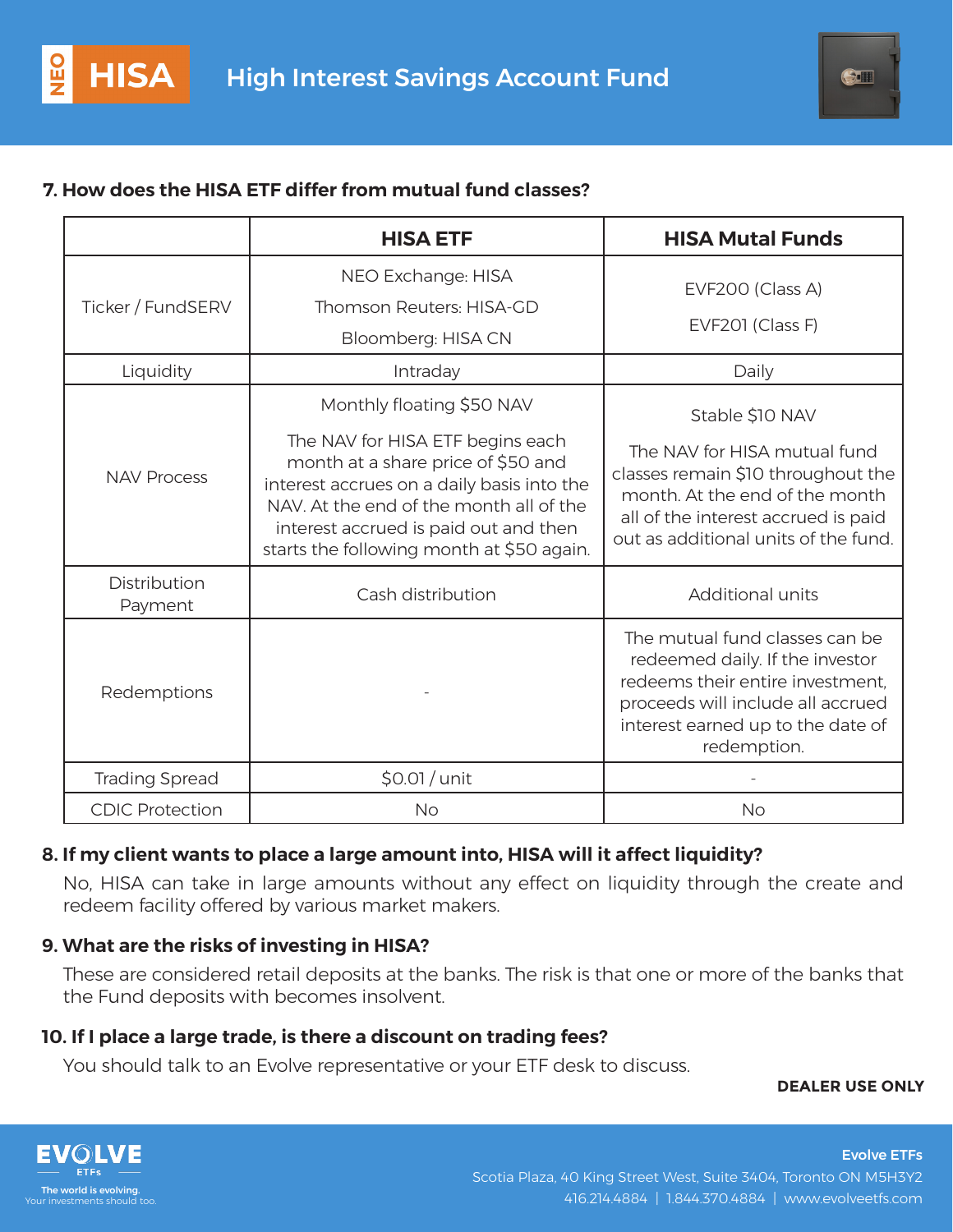### 7. How does the HISA ETF differ from mutual fund classes?

| | HISA ETF | HISA Mutal Funds |
|---|---|---|
| Ticker / FundSERV | NEO Exchange: HISA<br>Thomson Reuters: HISA-GD<br>Bloomberg: HISA CN | EVF200 (Class A)<br>EVF201 (Class F) |
| Liquidity | Intraday | Daily |
| NAV Process | Monthly floating $50 NAV<br>The NAV for HISA ETF begins each month at a share price of $50 and interest accrues on a daily basis into the NAV. At the end of the month all of the interest accrued is paid out and then starts the following month at $50 again. | Stable $10 NAV<br>The NAV for HISA mutual fund classes remain $10 throughout the month. At the end of the month all of the interest accrued is paid out as additional units of the fund. |
| Distribution Payment | Cash distribution | Additional units |
| Redemptions | - | The mutual fund classes can be redeemed daily. If the investor redeems their entire investment, proceeds will include all accrued interest earned up to the date of redemption. |
| Trading Spread | $0.01 / unit | - |
| CDIC Protection | No | No |

### 8. If my client wants to place a large amount into, HISA will it affect liquidity?

No, HISA can take in large amounts without any effect on liquidity through the create and redeem facility offered by various market makers.

### 9. What are the risks of investing in HISA?

These are considered retail deposits at the banks. The risk is that one or more of the banks that the Fund deposits with becomes insolvent.

### 10. If I place a large trade, is there a discount on trading fees?

You should talk to an Evolve representative or your ETF desk to discuss.

**DEALER USE ONLY**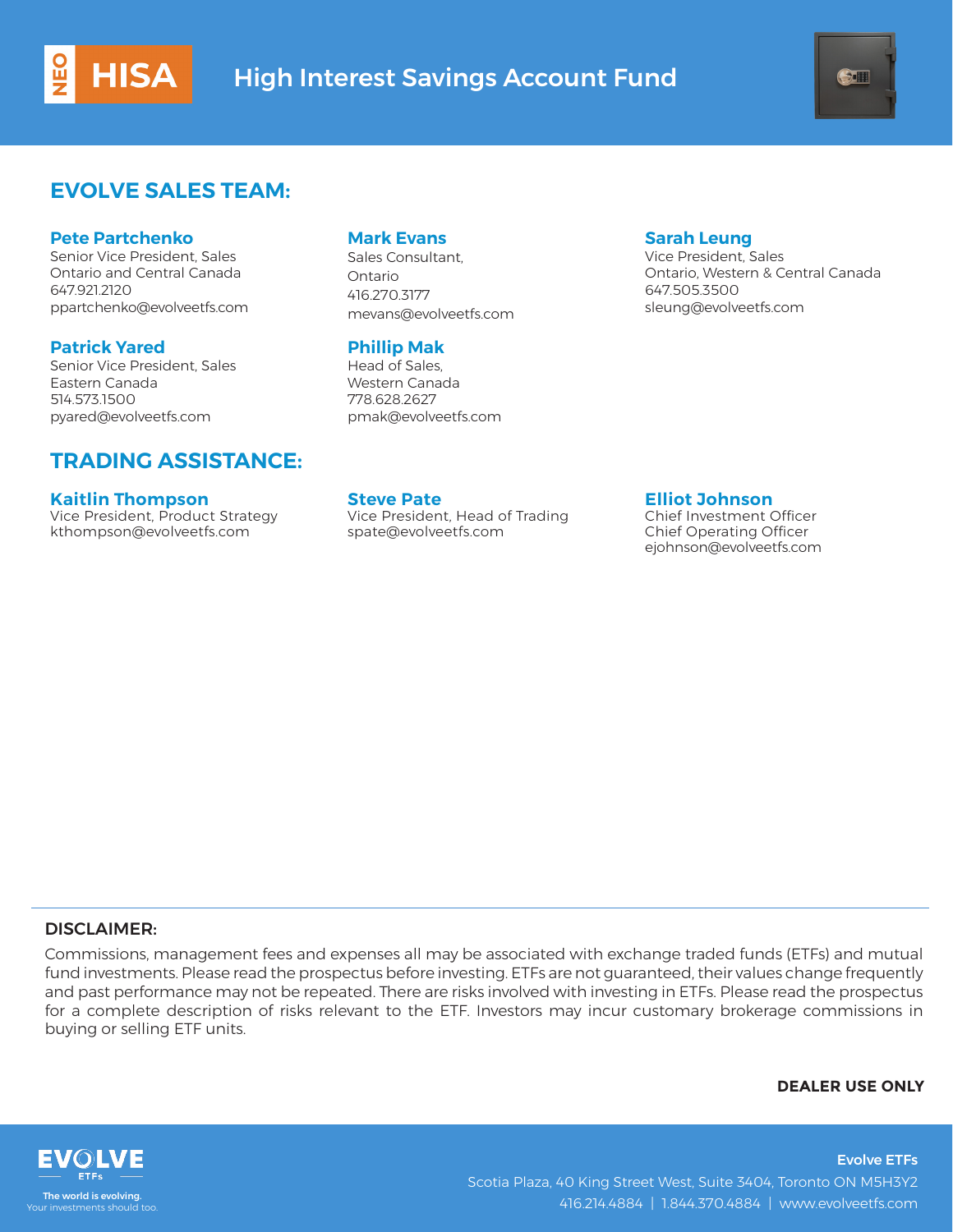# NEO HISA High Interest Savings Account Fund

## EVOLVE SALES TEAM:

**Pete Partchenko**
Senior Vice President, Sales
Ontario and Central Canada
647.921.2120
ppartchenko@evolveetfs.com

**Patrick Yared**
Senior Vice President, Sales
Eastern Canada
514.573.1500
pyared@evolveetfs.com

**Mark Evans**
Sales Consultant,
Ontario
416.270.3177
mevans@evolveetfs.com

**Phillip Mak**
Head of Sales,
Western Canada
778.628.2627
pmak@evolveetfs.com

**Sarah Leung**
Vice President, Sales
Ontario, Western & Central Canada
647.505.3500
sleung@evolveetfs.com

## TRADING ASSISTANCE:

**Kaitlin Thompson**
Vice President, Product Strategy
kthompson@evolveetfs.com

**Steve Pate**
Vice President, Head of Trading
spate@evolveetfs.com

**Elliot Johnson**
Chief Investment Officer
Chief Operating Officer
ejohnson@evolveetfs.com

---

**DISCLAIMER:**

Commissions, management fees and expenses all may be associated with exchange traded funds (ETFs) and mutual fund investments. Please read the prospectus before investing. ETFs are not guaranteed, their values change frequently and past performance may not be repeated. There are risks involved with investing in ETFs. Please read the prospectus for a complete description of risks relevant to the ETF. Investors may incur customary brokerage commissions in buying or selling ETF units.

**DEALER USE ONLY**

EVOLVE ETFs
The world is evolving.
Your investments should too.

**Evolve ETFs**
Scotia Plaza, 40 King Street West, Suite 3404, Toronto ON M5H3Y2
416.214.4884 | 1.844.370.4884 | www.evolveetfs.com